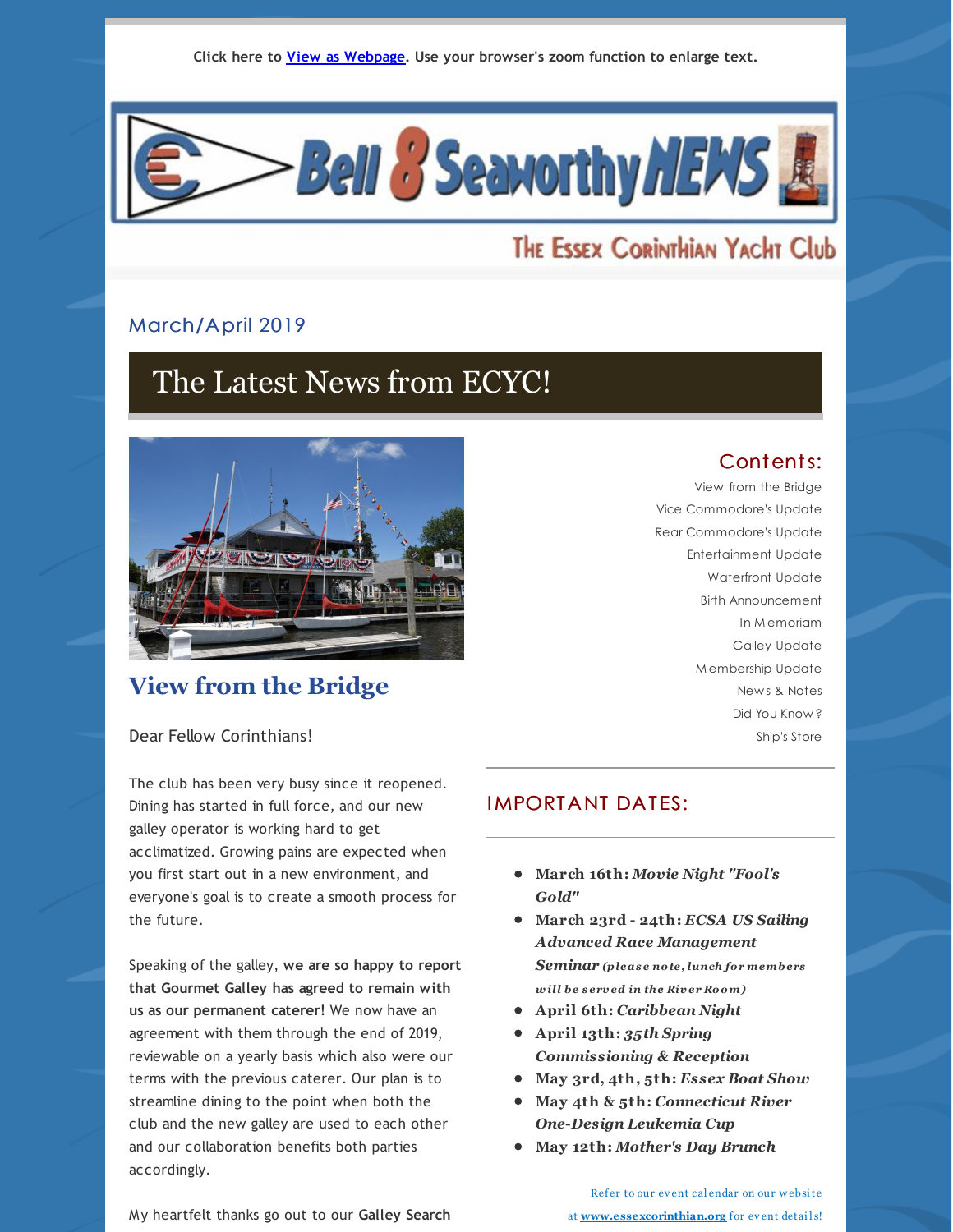Click here to [View as Webpage](). Use your browser's zoom function to enlarge text.

# Bell 8 Seaworthy NEWS

The Essex Corinthian Yacht Club

March/April 2019

## The Latest News from ECYC!

### Contents:

- View from the Bridge
- Vice Commodore's Update
- Rear Commodore's Update
- Entertainment Update
- Waterfront Update
- Birth Announcement
- In Memoriam
- Galley Update
- Membership Update
- News & Notes
- Did You Know?
- Ship's Store

### IMPORTANT DATES:

- **March 16th:** ***Movie Night "Fool's Gold"***
- **March 23rd - 24th:** ***ECSA US Sailing Advanced Race Management Seminar*** *(please note, lunch for members will be served in the River Room)*
- **April 6th:** ***Caribbean Night***
- **April 13th:** ***35th Spring Commissioning & Reception***
- **May 3rd, 4th, 5th:** ***Essex Boat Show***
- **May 4th & 5th:** ***Connecticut River One-Design Leukemia Cup***
- **May 12th:** ***Mother's Day Brunch***

Refer to our event calendar on our website at **www.essexcorinthian.org** for event details!

## View from the Bridge

Dear Fellow Corinthians!

The club has been very busy since it reopened. Dining has started in full force, and our new galley operator is working hard to get acclimatized. Growing pains are expected when you first start out in a new environment, and everyone's goal is to create a smooth process for the future.

Speaking of the galley, **we are so happy to report that Gourmet Galley has agreed to remain with us as our permanent caterer!** We now have an agreement with them through the end of 2019, reviewable on a yearly basis which also were our terms with the previous caterer. Our plan is to streamline dining to the point when both the club and the new galley are used to each other and our collaboration benefits both parties accordingly.

My heartfelt thanks go out to our **Galley Search**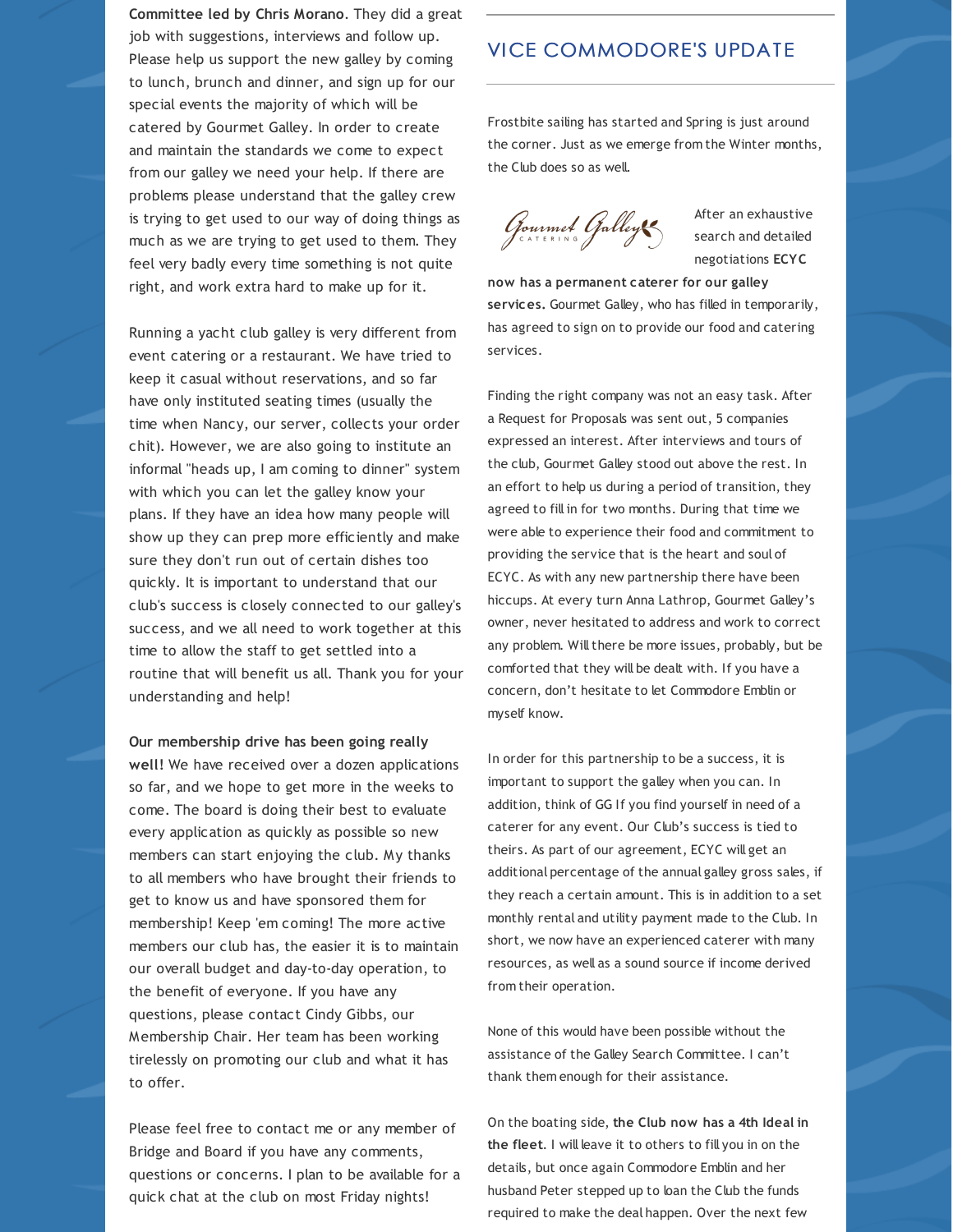**Committee led by Chris Morano**. They did a great job with suggestions, interviews and follow up. Please help us support the new galley by coming to lunch, brunch and dinner, and sign up for our special events the majority of which will be catered by Gourmet Galley. In order to create and maintain the standards we come to expect from our galley we need your help. If there are problems please understand that the galley crew is trying to get used to our way of doing things as much as we are trying to get used to them. They feel very badly every time something is not quite right, and work extra hard to make up for it.

Running a yacht club galley is very different from event catering or a restaurant. We have tried to keep it casual without reservations, and so far have only instituted seating times (usually the time when Nancy, our server, collects your order chit). However, we are also going to institute an informal "heads up, I am coming to dinner" system with which you can let the galley know your plans. If they have an idea how many people will show up they can prep more efficiently and make sure they don't run out of certain dishes too quickly. It is important to understand that our club's success is closely connected to our galley's success, and we all need to work together at this time to allow the staff to get settled into a routine that will benefit us all. Thank you for your understanding and help!

**Our membership drive has been going really well!** We have received over a dozen applications so far, and we hope to get more in the weeks to come. The board is doing their best to evaluate every application as quickly as possible so new members can start enjoying the club. My thanks to all members who have brought their friends to get to know us and have sponsored them for membership! Keep 'em coming! The more active members our club has, the easier it is to maintain our overall budget and day-to-day operation, to the benefit of everyone. If you have any questions, please contact Cindy Gibbs, our Membership Chair. Her team has been working tirelessly on promoting our club and what it has to offer.

Please feel free to contact me or any member of Bridge and Board if you have any comments, questions or concerns. I plan to be available for a quick chat at the club on most Friday nights!

## VICE COMMODORE'S UPDATE

Frostbite sailing has started and Spring is just around the corner. Just as we emerge from the Winter months, the Club does so as well.

Gourmet Galley CATERING

After an exhaustive search and detailed negotiations **ECYC now has a permanent caterer for our galley services.** Gourmet Galley, who has filled in temporarily, has agreed to sign on to provide our food and catering services.

Finding the right company was not an easy task. After a Request for Proposals was sent out, 5 companies expressed an interest. After interviews and tours of the club, Gourmet Galley stood out above the rest. In an effort to help us during a period of transition, they agreed to fill in for two months. During that time we were able to experience their food and commitment to providing the service that is the heart and soul of ECYC. As with any new partnership there have been hiccups. At every turn Anna Lathrop, Gourmet Galley's owner, never hesitated to address and work to correct any problem. Will there be more issues, probably, but be comforted that they will be dealt with. If you have a concern, don't hesitate to let Commodore Emblin or myself know.

In order for this partnership to be a success, it is important to support the galley when you can. In addition, think of GG If you find yourself in need of a caterer for any event. Our Club's success is tied to theirs. As part of our agreement, ECYC will get an additional percentage of the annual galley gross sales, if they reach a certain amount. This is in addition to a set monthly rental and utility payment made to the Club. In short, we now have an experienced caterer with many resources, as well as a sound source if income derived from their operation.

None of this would have been possible without the assistance of the Galley Search Committee. I can't thank them enough for their assistance.

On the boating side, **the Club now has a 4th Ideal in the fleet**. I will leave it to others to fill you in on the details, but once again Commodore Emblin and her husband Peter stepped up to loan the Club the funds required to make the deal happen. Over the next few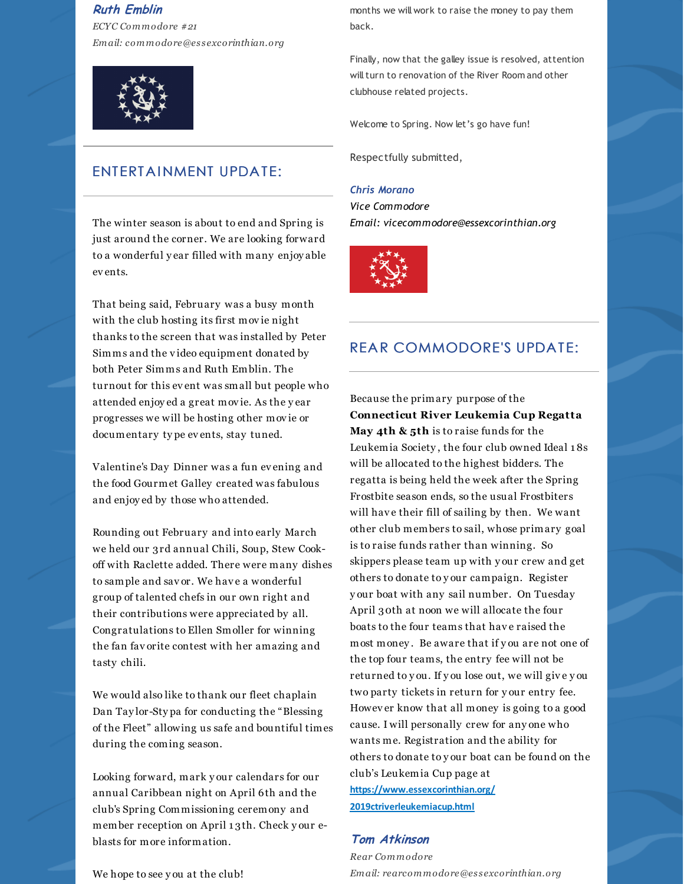*Ruth Emblin*
*ECYC Commodore #21*
*Email: commodore@essexcorinthian.org*

## ENTERTAINMENT UPDATE:

The winter season is about to end and Spring is just around the corner. We are looking forward to a wonderful year filled with many enjoyable events.

That being said, February was a busy month with the club hosting its first movie night thanks to the screen that was installed by Peter Simms and the video equipment donated by both Peter Simms and Ruth Emblin. The turnout for this event was small but people who attended enjoyed a great movie. As the year progresses we will be hosting other movie or documentary type events, stay tuned.

Valentine's Day Dinner was a fun evening and the food Gourmet Galley created was fabulous and enjoyed by those who attended.

Rounding out February and into early March we held our 3rd annual Chili, Soup, Stew Cook-off with Raclette added. There were many dishes to sample and savor. We have a wonderful group of talented chefs in our own right and their contributions were appreciated by all. Congratulations to Ellen Smoller for winning the fan favorite contest with her amazing and tasty chili.

We would also like to thank our fleet chaplain Dan Taylor-Stypa for conducting the "Blessing of the Fleet" allowing us safe and bountiful times during the coming season.

Looking forward, mark your calendars for our annual Caribbean night on April 6th and the club's Spring Commissioning ceremony and member reception on April 13th. Check your e-blasts for more information.

We hope to see you at the club!

months we will work to raise the money to pay them back.

Finally, now that the galley issue is resolved, attention will turn to renovation of the River Room and other clubhouse related projects.

Welcome to Spring. Now let's go have fun!

Respectfully submitted,

*Chris Morano*
*Vice Commodore*
*Email: vicecommodore@essexcorinthian.org*

## REAR COMMODORE'S UPDATE:

Because the primary purpose of the **Connecticut River Leukemia Cup Regatta May 4th & 5th** is to raise funds for the Leukemia Society, the four club owned Ideal 18s will be allocated to the highest bidders. The regatta is being held the week after the Spring Frostbite season ends, so the usual Frostbiters will have their fill of sailing by then. We want other club members to sail, whose primary goal is to raise funds rather than winning. So skippers please team up with your crew and get others to donate to your campaign. Register your boat with any sail number. On Tuesday April 30th at noon we will allocate the four boats to the four teams that have raised the most money. Be aware that if you are not one of the top four teams, the entry fee will not be returned to you. If you lose out, we will give you two party tickets in return for your entry fee. However know that all money is going to a good cause. I will personally crew for anyone who wants me. Registration and the ability for others to donate to your boat can be found on the club's Leukemia Cup page at https://www.essexcorinthian.org/2019ctriverleukemiacup.html

*Tom Atkinson*
*Rear Commodore*
*Email: rearcommodore@essexcorinthian.org*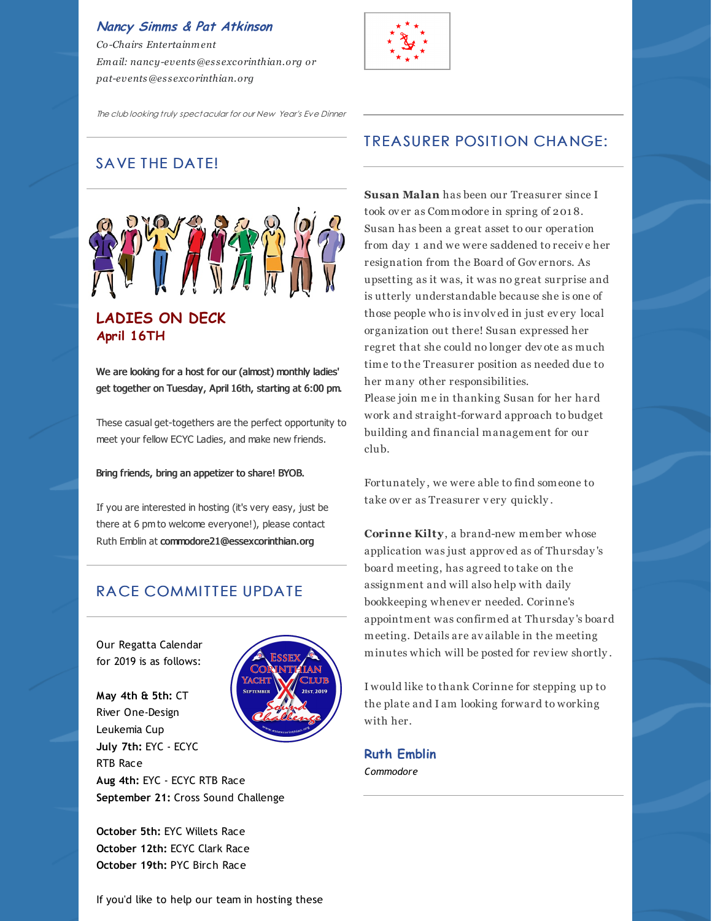**Nancy Simms & Pat Atkinson**

*Co-Chairs Entertainment*
*Email: nancy-events@essexcorinthian.org or pat-events@essexcorinthian.org*

*The club looking truly spectacular for our New Year's Eve Dinner*

## SAVE THE DATE!

### LADIES ON DECK
### April 16TH

**We are looking for a host for our (almost) monthly ladies' get together on Tuesday, April 16th, starting at 6:00 pm.**

These casual get-togethers are the perfect opportunity to meet your fellow ECYC Ladies, and make new friends.

**Bring friends, bring an appetizer to share! BYOB.**

If you are interested in hosting (it's very easy, just be there at 6 pm to welcome everyone!), please contact Ruth Emblin at **commodore21@essexcorinthian.org**

## RACE COMMITTEE UPDATE

Our Regatta Calendar for 2019 is as follows:

**May 4th & 5th:** CT River One-Design Leukemia Cup
**July 7th:** EYC - ECYC RTB Race
**Aug 4th:** EYC - ECYC RTB Race
**September 21:** Cross Sound Challenge

**October 5th:** EYC Willets Race
**October 12th:** ECYC Clark Race
**October 19th:** PYC Birch Race

If you'd like to help our team in hosting these

## TREASURER POSITION CHANGE:

**Susan Malan** has been our Treasurer since I took over as Commodore in spring of 2018. Susan has been a great asset to our operation from day 1 and we were saddened to receive her resignation from the Board of Governors. As upsetting as it was, it was no great surprise and is utterly understandable because she is one of those people who is involved in just every local organization out there! Susan expressed her regret that she could no longer devote as much time to the Treasurer position as needed due to her many other responsibilities.
Please join me in thanking Susan for her hard work and straight-forward approach to budget building and financial management for our club.

Fortunately, we were able to find someone to take over as Treasurer very quickly.

**Corinne Kilty**, a brand-new member whose application was just approved as of Thursday's board meeting, has agreed to take on the assignment and will also help with daily bookkeeping whenever needed. Corinne's appointment was confirmed at Thursday's board meeting. Details are available in the meeting minutes which will be posted for review shortly.

I would like to thank Corinne for stepping up to the plate and I am looking forward to working with her.

**Ruth Emblin**
*Commodore*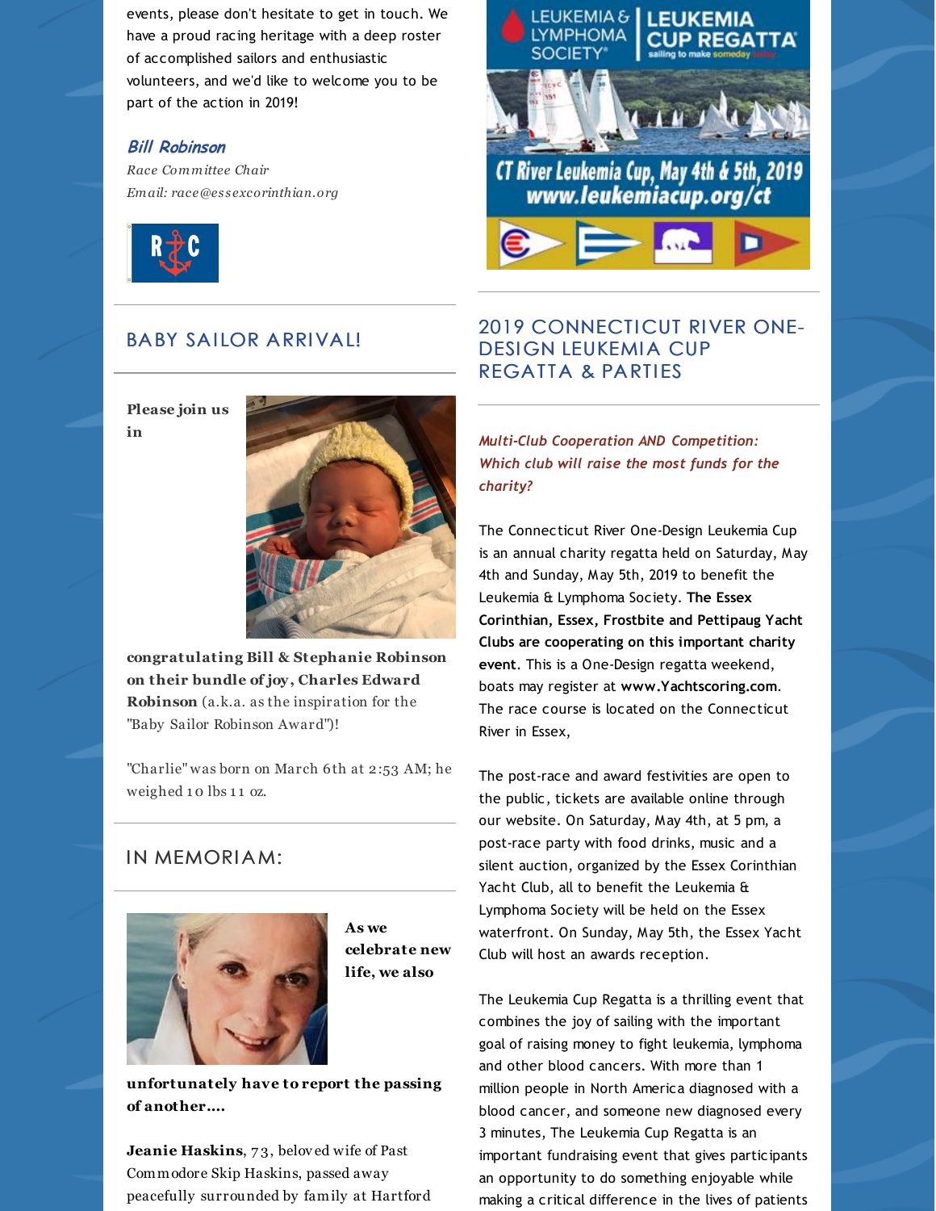events, please don't hesitate to get in touch. We have a proud racing heritage with a deep roster of accomplished sailors and enthusiastic volunteers, and we'd like to welcome you to be part of the action in 2019!

***Bill Robinson***
*Race Committee Chair*
*Email: race@essexcorinthian.org*

## BABY SAILOR ARRIVAL!

**Please join us in congratulating Bill & Stephanie Robinson on their bundle of joy, Charles Edward Robinson** (a.k.a. as the inspiration for the "Baby Sailor Robinson Award")!

"Charlie" was born on March 6th at 2:53 AM; he weighed 10 lbs 11 oz.

## IN MEMORIAM:

**As we celebrate new life, we also unfortunately have to report the passing of another....**

**Jeanie Haskins**, 73, beloved wife of Past Commodore Skip Haskins, passed away peacefully surrounded by family at Hartford

## 2019 CONNECTICUT RIVER ONE-DESIGN LEUKEMIA CUP REGATTA & PARTIES

***Multi-Club Cooperation AND Competition: Which club will raise the most funds for the charity?***

The Connecticut River One-Design Leukemia Cup is an annual charity regatta held on Saturday, May 4th and Sunday, May 5th, 2019 to benefit the Leukemia & Lymphoma Society. **The Essex Corinthian, Essex, Frostbite and Pettipaug Yacht Clubs are cooperating on this important charity event**. This is a One-Design regatta weekend, boats may register at **www.Yachtscoring.com**. The race course is located on the Connecticut River in Essex,

The post-race and award festivities are open to the public, tickets are available online through our website. On Saturday, May 4th, at 5 pm, a post-race party with food drinks, music and a silent auction, organized by the Essex Corinthian Yacht Club, all to benefit the Leukemia & Lymphoma Society will be held on the Essex waterfront. On Sunday, May 5th, the Essex Yacht Club will host an awards reception.

The Leukemia Cup Regatta is a thrilling event that combines the joy of sailing with the important goal of raising money to fight leukemia, lymphoma and other blood cancers. With more than 1 million people in North America diagnosed with a blood cancer, and someone new diagnosed every 3 minutes, The Leukemia Cup Regatta is an important fundraising event that gives participants an opportunity to do something enjoyable while making a critical difference in the lives of patients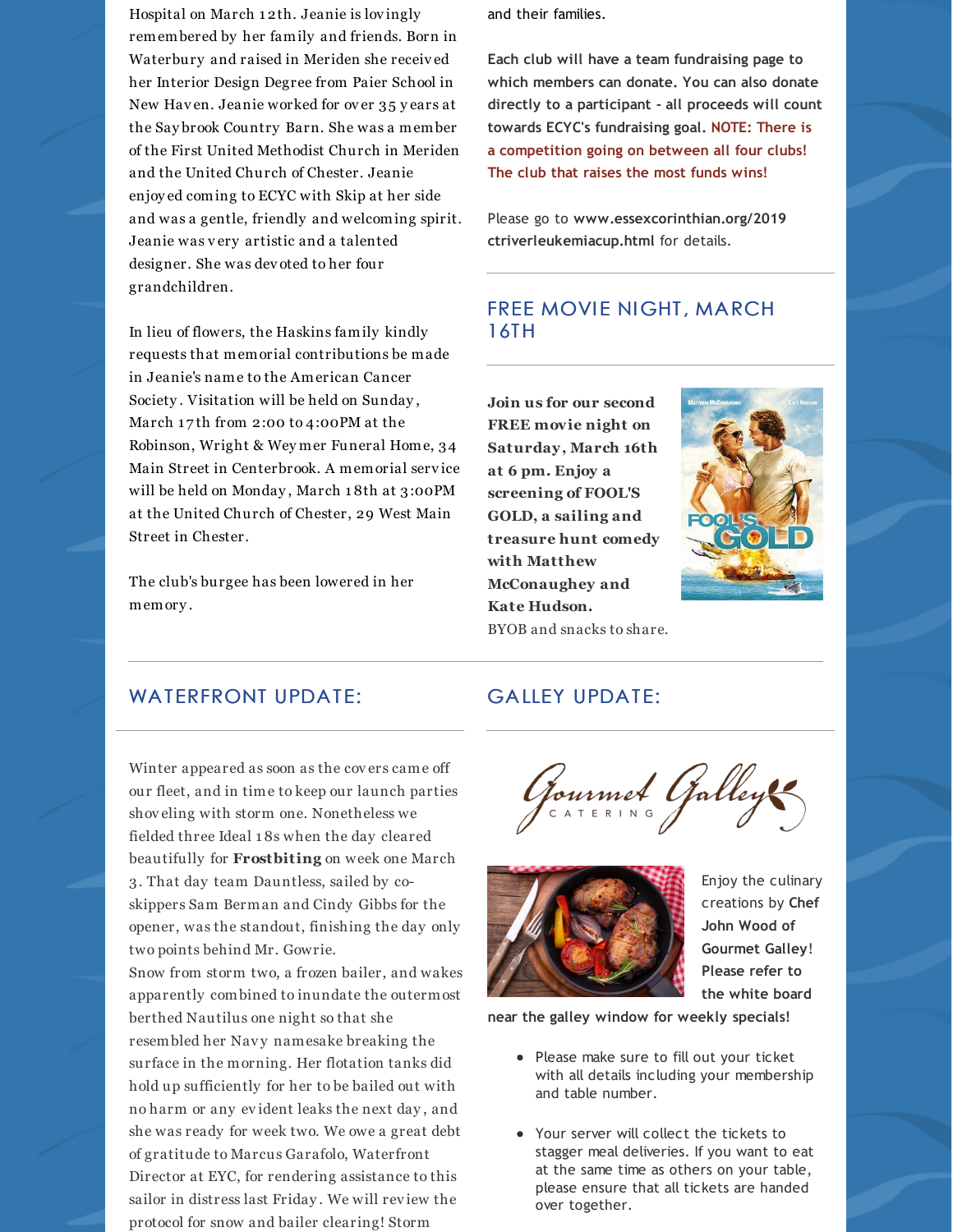Hospital on March 12th. Jeanie is lovingly remembered by her family and friends. Born in Waterbury and raised in Meriden she received her Interior Design Degree from Paier School in New Haven. Jeanie worked for over 35 years at the Saybrook Country Barn. She was a member of the First United Methodist Church in Meriden and the United Church of Chester. Jeanie enjoyed coming to ECYC with Skip at her side and was a gentle, friendly and welcoming spirit. Jeanie was very artistic and a talented designer. She was devoted to her four grandchildren.

In lieu of flowers, the Haskins family kindly requests that memorial contributions be made in Jeanie's name to the American Cancer Society. Visitation will be held on Sunday, March 17th from 2:00 to 4:00PM at the Robinson, Wright & Weymer Funeral Home, 34 Main Street in Centerbrook. A memorial service will be held on Monday, March 18th at 3:00PM at the United Church of Chester, 29 West Main Street in Chester.

The club's burgee has been lowered in her memory.

and their families.

**Each club will have a team fundraising page to which members can donate. You can also donate directly to a participant - all proceeds will count towards ECYC's fundraising goal. NOTE: There is a competition going on between all four clubs! The club that raises the most funds wins!**

Please go to **www.essexcorinthian.org/2019 ctriverleukemiacup.html** for details.

## FREE MOVIE NIGHT, MARCH 16TH

**Join us for our second FREE movie night on Saturday, March 16th at 6 pm. Enjoy a screening of FOOL'S GOLD, a sailing and treasure hunt comedy with Matthew McConaughey and Kate Hudson.**
BYOB and snacks to share.

## WATERFRONT UPDATE:

Winter appeared as soon as the covers came off our fleet, and in time to keep our launch parties shoveling with storm one. Nonetheless we fielded three Ideal 18s when the day cleared beautifully for **Frostbiting** on week one March 3. That day team Dauntless, sailed by co-skippers Sam Berman and Cindy Gibbs for the opener, was the standout, finishing the day only two points behind Mr. Gowrie.
Snow from storm two, a frozen bailer, and wakes apparently combined to inundate the outermost berthed Nautilus one night so that she resembled her Navy namesake breaking the surface in the morning. Her flotation tanks did hold up sufficiently for her to be bailed out with no harm or any evident leaks the next day, and she was ready for week two. We owe a great debt of gratitude to Marcus Garafolo, Waterfront Director at EYC, for rendering assistance to this sailor in distress last Friday. We will review the protocol for snow and bailer clearing! Storm

## GALLEY UPDATE:

Gourmet Galley CATERING

Enjoy the culinary creations by **Chef John Wood of Gourmet Galley! Please refer to the white board near the galley window for weekly specials!**

- Please make sure to fill out your ticket with all details including your membership and table number.
- Your server will collect the tickets to stagger meal deliveries. If you want to eat at the same time as others on your table, please ensure that all tickets are handed over together.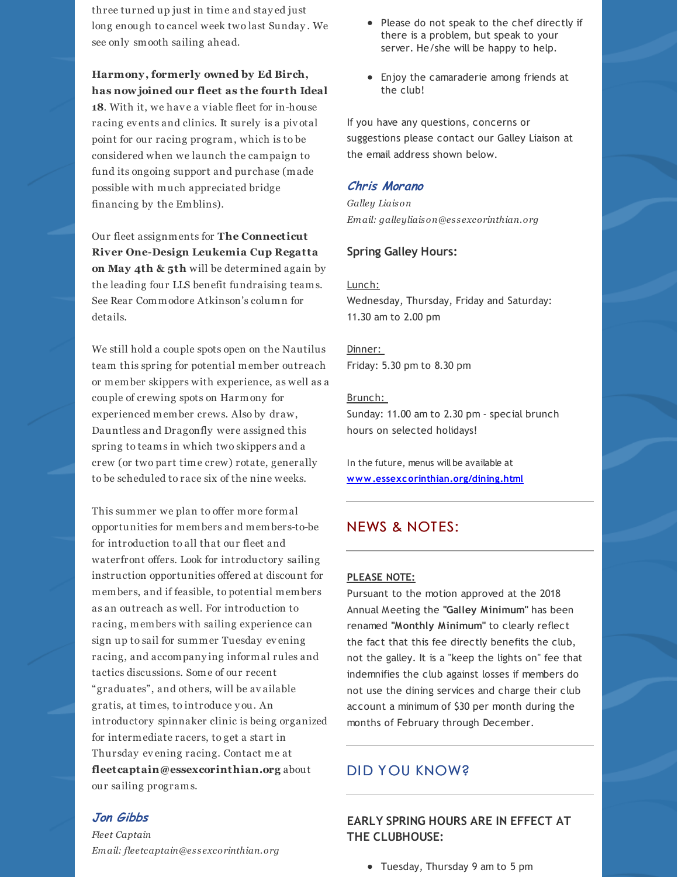three turned up just in time and stayed just long enough to cancel week two last Sunday. We see only smooth sailing ahead.

**Harmony, formerly owned by Ed Birch, has now joined our fleet as the fourth Ideal 18**. With it, we have a viable fleet for in-house racing events and clinics. It surely is a pivotal point for our racing program, which is to be considered when we launch the campaign to fund its ongoing support and purchase (made possible with much appreciated bridge financing by the Emblins).

Our fleet assignments for **The Connecticut River One-Design Leukemia Cup Regatta on May 4th & 5th** will be determined again by the leading four LLS benefit fundraising teams. See Rear Commodore Atkinson's column for details.

We still hold a couple spots open on the Nautilus team this spring for potential member outreach or member skippers with experience, as well as a couple of crewing spots on Harmony for experienced member crews. Also by draw, Dauntless and Dragonfly were assigned this spring to teams in which two skippers and a crew (or two part time crew) rotate, generally to be scheduled to race six of the nine weeks.

This summer we plan to offer more formal opportunities for members and members-to-be for introduction to all that our fleet and waterfront offers. Look for introductory sailing instruction opportunities offered at discount for members, and if feasible, to potential members as an outreach as well. For introduction to racing, members with sailing experience can sign up to sail for summer Tuesday evening racing, and accompanying informal rules and tactics discussions. Some of our recent "graduates", and others, will be available gratis, at times, to introduce you. An introductory spinnaker clinic is being organized for intermediate racers, to get a start in Thursday evening racing. Contact me at **fleetcaptain@essexcorinthian.org** about our sailing programs.

***Jon Gibbs***
*Fleet Captain*
*Email: fleetcaptain@essexcorinthian.org*

- Please do not speak to the chef directly if there is a problem, but speak to your server. He/she will be happy to help.
- Enjoy the camaraderie among friends at the club!

If you have any questions, concerns or suggestions please contact our Galley Liaison at the email address shown below.

***Chris Morano***
*Galley Liaison*
*Email: galleyliaison@essexcorinthian.org*

**Spring Galley Hours:**

Lunch:
Wednesday, Thursday, Friday and Saturday: 11.30 am to 2.00 pm

Dinner:
Friday: 5.30 pm to 8.30 pm

Brunch:
Sunday: 11.00 am to 2.30 pm - special brunch hours on selected holidays!

In the future, menus will be available at **www.essexcorinthian.org/dining.html**

## NEWS & NOTES:

**PLEASE NOTE:**
Pursuant to the motion approved at the 2018 Annual Meeting the **"Galley Minimum"** has been renamed **"Monthly Minimum"** to clearly reflect the fact that this fee directly benefits the club, not the galley. It is a "keep the lights on" fee that indemnifies the club against losses if members do not use the dining services and charge their club account a minimum of $30 per month during the months of February through December.

## DID YOU KNOW?

**EARLY SPRING HOURS ARE IN EFFECT AT THE CLUBHOUSE:**

- Tuesday, Thursday 9 am to 5 pm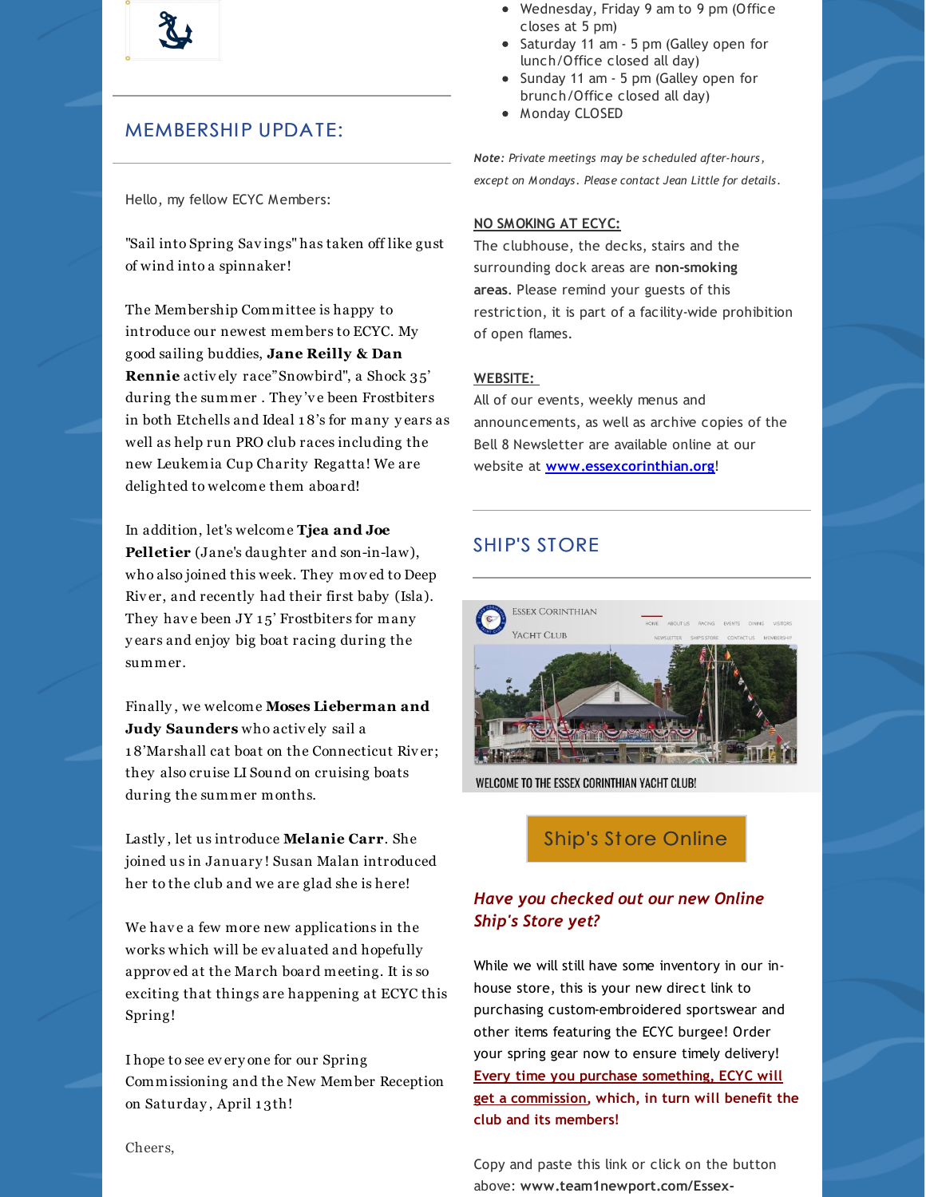## MEMBERSHIP UPDATE:

Hello, my fellow ECYC Members:

"Sail into Spring Savings" has taken off like gust of wind into a spinnaker!

The Membership Committee is happy to introduce our newest members to ECYC. My good sailing buddies, **Jane Reilly & Dan Rennie** actively race"Snowbird", a Shock 35' during the summer . They've been Frostbiters in both Etchells and Ideal 18's for many years as well as help run PRO club races including the new Leukemia Cup Charity Regatta! We are delighted to welcome them aboard!

In addition, let's welcome **Tjea and Joe Pelletier** (Jane's daughter and son-in-law), who also joined this week. They moved to Deep River, and recently had their first baby (Isla). They have been JY 15' Frostbiters for many years and enjoy big boat racing during the summer.

Finally, we welcome **Moses Lieberman and Judy Saunders** who actively sail a 18'Marshall cat boat on the Connecticut River; they also cruise LI Sound on cruising boats during the summer months.

Lastly, let us introduce **Melanie Carr**. She joined us in January! Susan Malan introduced her to the club and we are glad she is here!

We have a few more new applications in the works which will be evaluated and hopefully approved at the March board meeting. It is so exciting that things are happening at ECYC this Spring!

I hope to see everyone for our Spring Commissioning and the New Member Reception on Saturday, April 13th!

Cheers,

- Wednesday, Friday 9 am to 9 pm (Office closes at 5 pm)
- Saturday 11 am - 5 pm (Galley open for lunch/Office closed all day)
- Sunday 11 am - 5 pm (Galley open for brunch/Office closed all day)
- Monday CLOSED

***Note**: Private meetings may be scheduled after-hours, except on Mondays. Please contact Jean Little for details.*

**NO SMOKING AT ECYC:**

The clubhouse, the decks, stairs and the surrounding dock areas are **non-smoking areas**. Please remind your guests of this restriction, it is part of a facility-wide prohibition of open flames.

**WEBSITE:**

All of our events, weekly menus and announcements, as well as archive copies of the Bell 8 Newsletter are available online at our website at **www.essexcorinthian.org**!

## SHIP'S STORE

WELCOME TO THE ESSEX CORINTHIAN YACHT CLUB!

Ship's Store Online

***Have you checked out our new Online Ship's Store yet?***

While we will still have some inventory in our in-house store, this is your new direct link to purchasing custom-embroidered sportswear and other items featuring the ECYC burgee! Order your spring gear now to ensure timely delivery! **Every time you purchase something, ECYC will get a commission, which, in turn will benefit the club and its members!**

Copy and paste this link or click on the button above: **www.team1newport.com/Essex-**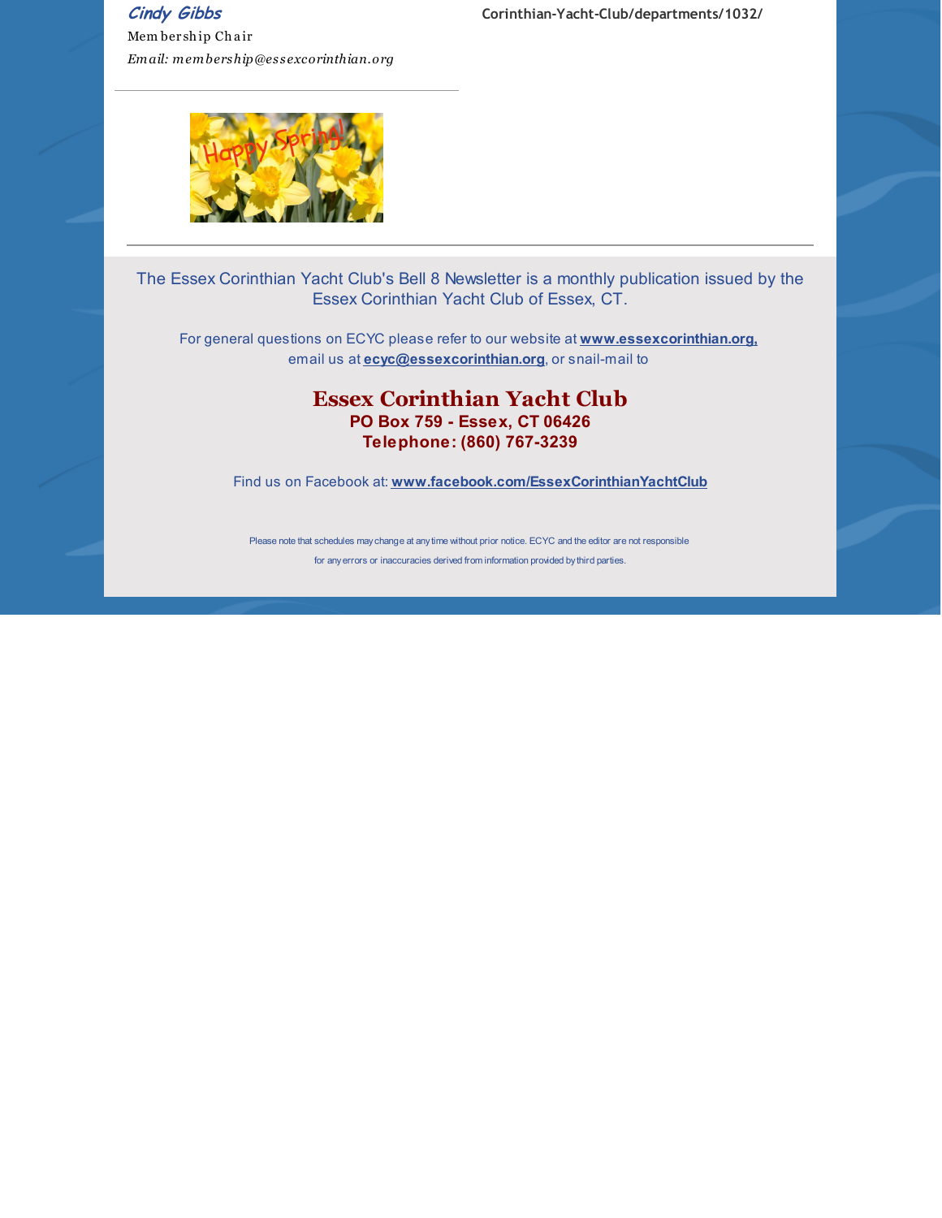***Cindy Gibbs***
Membership Chair
*Email: membership@essexcorinthian.org*

**Corinthian-Yacht-Club/departments/1032/**

---

The Essex Corinthian Yacht Club's Bell 8 Newsletter is a monthly publication issued by the Essex Corinthian Yacht Club of Essex, CT.

For general questions on ECYC please refer to our website at **www.essexcorinthian.org,** email us at **ecyc@essexcorinthian.org**, or snail-mail to

**Essex Corinthian Yacht Club**
**PO Box 759 - Essex, CT 06426**
**Telephone: (860) 767-3239**

Find us on Facebook at: **www.facebook.com/EssexCorinthianYachtClub**

Please note that schedules may change at any time without prior notice. ECYC and the editor are not responsible for any errors or inaccuracies derived from information provided by third parties.